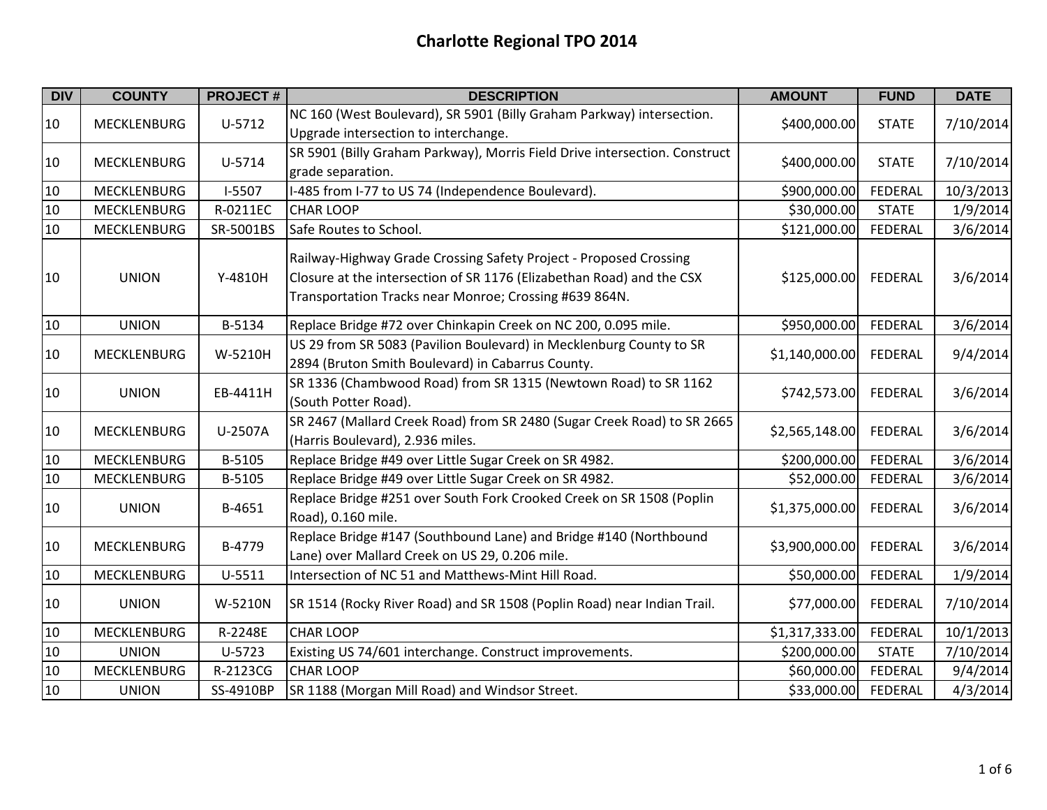# Charlotte Regional TPO 2014

| DIV | COUNTY | PROJECT # | DESCRIPTION | AMOUNT | FUND | DATE |
|---|---|---|---|---|---|---|
| 10 | MECKLENBURG | U-5712 | NC 160 (West Boulevard), SR 5901 (Billy Graham Parkway) intersection. Upgrade intersection to interchange. | $400,000.00 | STATE | 7/10/2014 |
| 10 | MECKLENBURG | U-5714 | SR 5901 (Billy Graham Parkway), Morris Field Drive intersection. Construct grade separation. | $400,000.00 | STATE | 7/10/2014 |
| 10 | MECKLENBURG | I-5507 | I-485 from I-77 to US 74 (Independence Boulevard). | $900,000.00 | FEDERAL | 10/3/2013 |
| 10 | MECKLENBURG | R-0211EC | CHAR LOOP | $30,000.00 | STATE | 1/9/2014 |
| 10 | MECKLENBURG | SR-5001BS | Safe Routes to School. | $121,000.00 | FEDERAL | 3/6/2014 |
| 10 | UNION | Y-4810H | Railway-Highway Grade Crossing Safety Project - Proposed Crossing Closure at the intersection of SR 1176 (Elizabethan Road) and the CSX Transportation Tracks near Monroe; Crossing #639 864N. | $125,000.00 | FEDERAL | 3/6/2014 |
| 10 | UNION | B-5134 | Replace Bridge #72 over Chinkapin Creek on NC 200, 0.095 mile. | $950,000.00 | FEDERAL | 3/6/2014 |
| 10 | MECKLENBURG | W-5210H | US 29 from SR 5083 (Pavilion Boulevard) in Mecklenburg County to SR 2894 (Bruton Smith Boulevard) in Cabarrus County. | $1,140,000.00 | FEDERAL | 9/4/2014 |
| 10 | UNION | EB-4411H | SR 1336 (Chambwood Road) from SR 1315 (Newtown Road) to SR 1162 (South Potter Road). | $742,573.00 | FEDERAL | 3/6/2014 |
| 10 | MECKLENBURG | U-2507A | SR 2467 (Mallard Creek Road) from SR 2480 (Sugar Creek Road) to SR 2665 (Harris Boulevard), 2.936 miles. | $2,565,148.00 | FEDERAL | 3/6/2014 |
| 10 | MECKLENBURG | B-5105 | Replace Bridge #49 over Little Sugar Creek on SR 4982. | $200,000.00 | FEDERAL | 3/6/2014 |
| 10 | MECKLENBURG | B-5105 | Replace Bridge #49 over Little Sugar Creek on SR 4982. | $52,000.00 | FEDERAL | 3/6/2014 |
| 10 | UNION | B-4651 | Replace Bridge #251 over South Fork Crooked Creek on SR 1508 (Poplin Road), 0.160 mile. | $1,375,000.00 | FEDERAL | 3/6/2014 |
| 10 | MECKLENBURG | B-4779 | Replace Bridge #147 (Southbound Lane) and Bridge #140 (Northbound Lane) over Mallard Creek on US 29, 0.206 mile. | $3,900,000.00 | FEDERAL | 3/6/2014 |
| 10 | MECKLENBURG | U-5511 | Intersection of NC 51 and Matthews-Mint Hill Road. | $50,000.00 | FEDERAL | 1/9/2014 |
| 10 | UNION | W-5210N | SR 1514 (Rocky River Road) and SR 1508 (Poplin Road) near Indian Trail. | $77,000.00 | FEDERAL | 7/10/2014 |
| 10 | MECKLENBURG | R-2248E | CHAR LOOP | $1,317,333.00 | FEDERAL | 10/1/2013 |
| 10 | UNION | U-5723 | Existing US 74/601 interchange. Construct improvements. | $200,000.00 | STATE | 7/10/2014 |
| 10 | MECKLENBURG | R-2123CG | CHAR LOOP | $60,000.00 | FEDERAL | 9/4/2014 |
| 10 | UNION | SS-4910BP | SR 1188 (Morgan Mill Road) and Windsor Street. | $33,000.00 | FEDERAL | 4/3/2014 |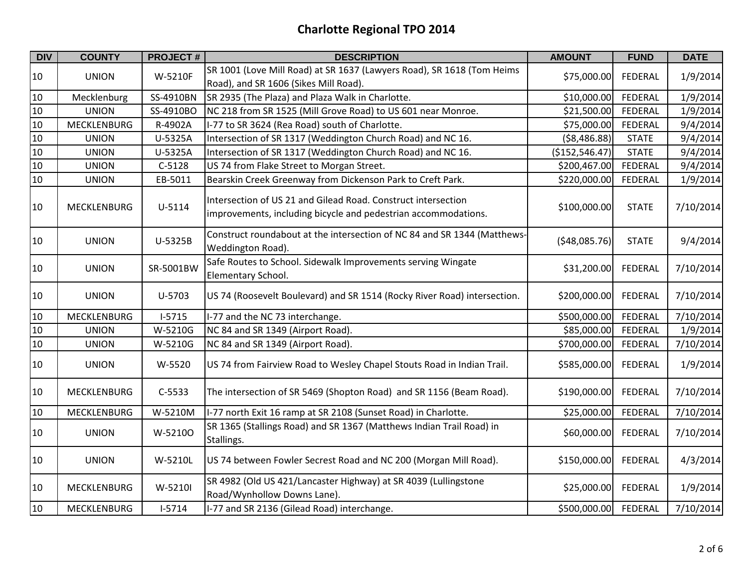# Charlotte Regional TPO 2014

| DIV | COUNTY | PROJECT # | DESCRIPTION | AMOUNT | FUND | DATE |
|---|---|---|---|---|---|---|
| 10 | UNION | W-5210F | SR 1001 (Love Mill Road) at SR 1637 (Lawyers Road), SR 1618 (Tom Heims Road), and SR 1606 (Sikes Mill Road). | $75,000.00 | FEDERAL | 1/9/2014 |
| 10 | Mecklenburg | SS-4910BN | SR 2935 (The Plaza) and Plaza Walk in Charlotte. | $10,000.00 | FEDERAL | 1/9/2014 |
| 10 | UNION | SS-4910BO | NC 218 from SR 1525 (Mill Grove Road) to US 601 near Monroe. | $21,500.00 | FEDERAL | 1/9/2014 |
| 10 | MECKLENBURG | R-4902A | I-77 to SR 3624 (Rea Road) south of Charlotte. | $75,000.00 | FEDERAL | 9/4/2014 |
| 10 | UNION | U-5325A | Intersection of SR 1317 (Weddington Church Road) and NC 16. | ($8,486.88) | STATE | 9/4/2014 |
| 10 | UNION | U-5325A | Intersection of SR 1317 (Weddington Church Road) and NC 16. | ($152,546.47) | STATE | 9/4/2014 |
| 10 | UNION | C-5128 | US 74 from Flake Street to Morgan Street. | $200,467.00 | FEDERAL | 9/4/2014 |
| 10 | UNION | EB-5011 | Bearskin Creek Greenway from Dickenson Park to Creft Park. | $220,000.00 | FEDERAL | 1/9/2014 |
| 10 | MECKLENBURG | U-5114 | Intersection of US 21 and Gilead Road. Construct intersection improvements, including bicycle and pedestrian accommodations. | $100,000.00 | STATE | 7/10/2014 |
| 10 | UNION | U-5325B | Construct roundabout at the intersection of NC 84 and SR 1344 (Matthews-Weddington Road). | ($48,085.76) | STATE | 9/4/2014 |
| 10 | UNION | SR-5001BW | Safe Routes to School. Sidewalk Improvements serving Wingate Elementary School. | $31,200.00 | FEDERAL | 7/10/2014 |
| 10 | UNION | U-5703 | US 74 (Roosevelt Boulevard) and SR 1514 (Rocky River Road) intersection. | $200,000.00 | FEDERAL | 7/10/2014 |
| 10 | MECKLENBURG | I-5715 | I-77 and the NC 73 interchange. | $500,000.00 | FEDERAL | 7/10/2014 |
| 10 | UNION | W-5210G | NC 84 and SR 1349 (Airport Road). | $85,000.00 | FEDERAL | 1/9/2014 |
| 10 | UNION | W-5210G | NC 84 and SR 1349 (Airport Road). | $700,000.00 | FEDERAL | 7/10/2014 |
| 10 | UNION | W-5520 | US 74 from Fairview Road to Wesley Chapel Stouts Road in Indian Trail. | $585,000.00 | FEDERAL | 1/9/2014 |
| 10 | MECKLENBURG | C-5533 | The intersection of SR 5469 (Shopton Road) and SR 1156 (Beam Road). | $190,000.00 | FEDERAL | 7/10/2014 |
| 10 | MECKLENBURG | W-5210M | I-77 north Exit 16 ramp at SR 2108 (Sunset Road) in Charlotte. | $25,000.00 | FEDERAL | 7/10/2014 |
| 10 | UNION | W-5210O | SR 1365 (Stallings Road) and SR 1367 (Matthews Indian Trail Road) in Stallings. | $60,000.00 | FEDERAL | 7/10/2014 |
| 10 | UNION | W-5210L | US 74 between Fowler Secrest Road and NC 200 (Morgan Mill Road). | $150,000.00 | FEDERAL | 4/3/2014 |
| 10 | MECKLENBURG | W-5210I | SR 4982 (Old US 421/Lancaster Highway) at SR 4039 (Lullingstone Road/Wynhollow Downs Lane). | $25,000.00 | FEDERAL | 1/9/2014 |
| 10 | MECKLENBURG | I-5714 | I-77 and SR 2136 (Gilead Road) interchange. | $500,000.00 | FEDERAL | 7/10/2014 |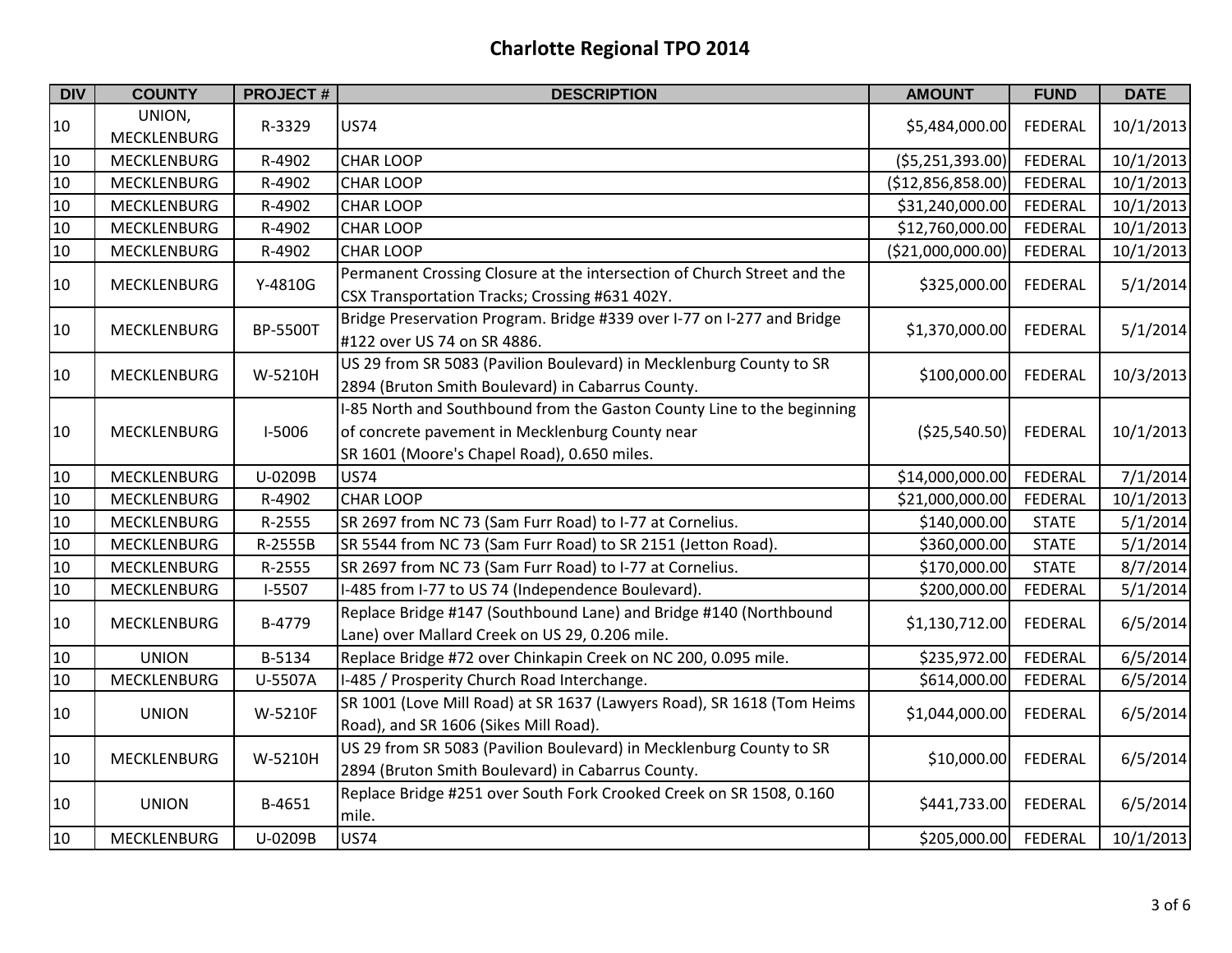# Charlotte Regional TPO 2014

| DIV | COUNTY | PROJECT # | DESCRIPTION | AMOUNT | FUND | DATE |
|---|---|---|---|---|---|---|
| 10 | UNION, MECKLENBURG | R-3329 | US74 | $5,484,000.00 | FEDERAL | 10/1/2013 |
| 10 | MECKLENBURG | R-4902 | CHAR LOOP | ($5,251,393.00) | FEDERAL | 10/1/2013 |
| 10 | MECKLENBURG | R-4902 | CHAR LOOP | ($12,856,858.00) | FEDERAL | 10/1/2013 |
| 10 | MECKLENBURG | R-4902 | CHAR LOOP | $31,240,000.00 | FEDERAL | 10/1/2013 |
| 10 | MECKLENBURG | R-4902 | CHAR LOOP | $12,760,000.00 | FEDERAL | 10/1/2013 |
| 10 | MECKLENBURG | R-4902 | CHAR LOOP | ($21,000,000.00) | FEDERAL | 10/1/2013 |
| 10 | MECKLENBURG | Y-4810G | Permanent Crossing Closure at the intersection of Church Street and the CSX Transportation Tracks; Crossing #631 402Y. | $325,000.00 | FEDERAL | 5/1/2014 |
| 10 | MECKLENBURG | BP-5500T | Bridge Preservation Program. Bridge #339 over I-77 on I-277 and Bridge #122 over US 74 on SR 4886. | $1,370,000.00 | FEDERAL | 5/1/2014 |
| 10 | MECKLENBURG | W-5210H | US 29 from SR 5083 (Pavilion Boulevard) in Mecklenburg County to SR 2894 (Bruton Smith Boulevard) in Cabarrus County. | $100,000.00 | FEDERAL | 10/3/2013 |
| 10 | MECKLENBURG | I-5006 | I-85 North and Southbound from the Gaston County Line to the beginning of concrete pavement in Mecklenburg County near SR 1601 (Moore's Chapel Road), 0.650 miles. | ($25,540.50) | FEDERAL | 10/1/2013 |
| 10 | MECKLENBURG | U-0209B | US74 | $14,000,000.00 | FEDERAL | 7/1/2014 |
| 10 | MECKLENBURG | R-4902 | CHAR LOOP | $21,000,000.00 | FEDERAL | 10/1/2013 |
| 10 | MECKLENBURG | R-2555 | SR 2697 from NC 73 (Sam Furr Road) to I-77 at Cornelius. | $140,000.00 | STATE | 5/1/2014 |
| 10 | MECKLENBURG | R-2555B | SR 5544 from NC 73 (Sam Furr Road) to SR 2151 (Jetton Road). | $360,000.00 | STATE | 5/1/2014 |
| 10 | MECKLENBURG | R-2555 | SR 2697 from NC 73 (Sam Furr Road) to I-77 at Cornelius. | $170,000.00 | STATE | 8/7/2014 |
| 10 | MECKLENBURG | I-5507 | I-485 from I-77 to US 74 (Independence Boulevard). | $200,000.00 | FEDERAL | 5/1/2014 |
| 10 | MECKLENBURG | B-4779 | Replace Bridge #147 (Southbound Lane) and Bridge #140 (Northbound Lane) over Mallard Creek on US 29, 0.206 mile. | $1,130,712.00 | FEDERAL | 6/5/2014 |
| 10 | UNION | B-5134 | Replace Bridge #72 over Chinkapin Creek on NC 200, 0.095 mile. | $235,972.00 | FEDERAL | 6/5/2014 |
| 10 | MECKLENBURG | U-5507A | I-485 / Prosperity Church Road Interchange. | $614,000.00 | FEDERAL | 6/5/2014 |
| 10 | UNION | W-5210F | SR 1001 (Love Mill Road) at SR 1637 (Lawyers Road), SR 1618 (Tom Heims Road), and SR 1606 (Sikes Mill Road). | $1,044,000.00 | FEDERAL | 6/5/2014 |
| 10 | MECKLENBURG | W-5210H | US 29 from SR 5083 (Pavilion Boulevard) in Mecklenburg County to SR 2894 (Bruton Smith Boulevard) in Cabarrus County. | $10,000.00 | FEDERAL | 6/5/2014 |
| 10 | UNION | B-4651 | Replace Bridge #251 over South Fork Crooked Creek on SR 1508, 0.160 mile. | $441,733.00 | FEDERAL | 6/5/2014 |
| 10 | MECKLENBURG | U-0209B | US74 | $205,000.00 | FEDERAL | 10/1/2013 |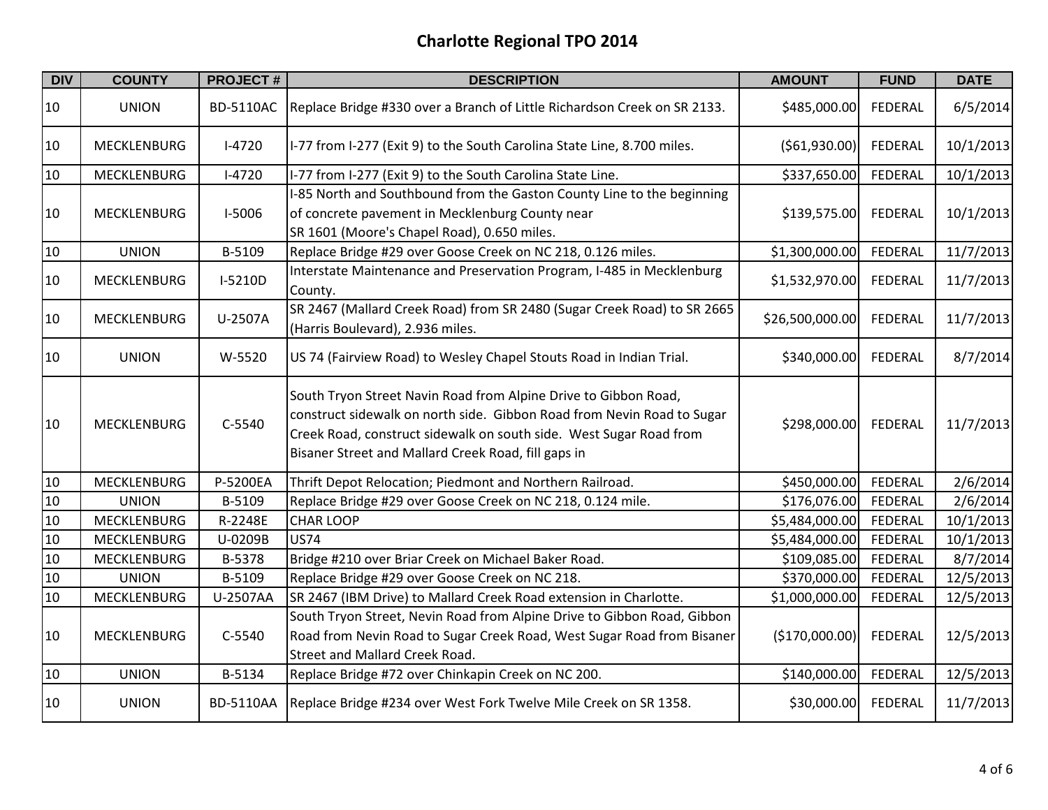# Charlotte Regional TPO 2014

| DIV | COUNTY | PROJECT # | DESCRIPTION | AMOUNT | FUND | DATE |
|---|---|---|---|---|---|---|
| 10 | UNION | BD-5110AC | Replace Bridge #330 over a Branch of Little Richardson Creek on SR 2133. | $485,000.00 | FEDERAL | 6/5/2014 |
| 10 | MECKLENBURG | I-4720 | I-77 from I-277 (Exit 9) to the South Carolina State Line, 8.700 miles. | ($61,930.00) | FEDERAL | 10/1/2013 |
| 10 | MECKLENBURG | I-4720 | I-77 from I-277 (Exit 9) to the South Carolina State Line. | $337,650.00 | FEDERAL | 10/1/2013 |
| 10 | MECKLENBURG | I-5006 | I-85 North and Southbound from the Gaston County Line to the beginning of concrete pavement in Mecklenburg County near SR 1601 (Moore's Chapel Road), 0.650 miles. | $139,575.00 | FEDERAL | 10/1/2013 |
| 10 | UNION | B-5109 | Replace Bridge #29 over Goose Creek on NC 218, 0.126 miles. | $1,300,000.00 | FEDERAL | 11/7/2013 |
| 10 | MECKLENBURG | I-5210D | Interstate Maintenance and Preservation Program, I-485 in Mecklenburg County. | $1,532,970.00 | FEDERAL | 11/7/2013 |
| 10 | MECKLENBURG | U-2507A | SR 2467 (Mallard Creek Road) from SR 2480 (Sugar Creek Road) to SR 2665 (Harris Boulevard), 2.936 miles. | $26,500,000.00 | FEDERAL | 11/7/2013 |
| 10 | UNION | W-5520 | US 74 (Fairview Road) to Wesley Chapel Stouts Road in Indian Trial. | $340,000.00 | FEDERAL | 8/7/2014 |
| 10 | MECKLENBURG | C-5540 | South Tryon Street Navin Road from Alpine Drive to Gibbon Road, construct sidewalk on north side. Gibbon Road from Nevin Road to Sugar Creek Road, construct sidewalk on south side. West Sugar Road from Bisaner Street and Mallard Creek Road, fill gaps in | $298,000.00 | FEDERAL | 11/7/2013 |
| 10 | MECKLENBURG | P-5200EA | Thrift Depot Relocation; Piedmont and Northern Railroad. | $450,000.00 | FEDERAL | 2/6/2014 |
| 10 | UNION | B-5109 | Replace Bridge #29 over Goose Creek on NC 218, 0.124 mile. | $176,076.00 | FEDERAL | 2/6/2014 |
| 10 | MECKLENBURG | R-2248E | CHAR LOOP | $5,484,000.00 | FEDERAL | 10/1/2013 |
| 10 | MECKLENBURG | U-0209B | US74 | $5,484,000.00 | FEDERAL | 10/1/2013 |
| 10 | MECKLENBURG | B-5378 | Bridge #210 over Briar Creek on Michael Baker Road. | $109,085.00 | FEDERAL | 8/7/2014 |
| 10 | UNION | B-5109 | Replace Bridge #29 over Goose Creek on NC 218. | $370,000.00 | FEDERAL | 12/5/2013 |
| 10 | MECKLENBURG | U-2507AA | SR 2467 (IBM Drive) to Mallard Creek Road extension in Charlotte. | $1,000,000.00 | FEDERAL | 12/5/2013 |
| 10 | MECKLENBURG | C-5540 | South Tryon Street, Nevin Road from Alpine Drive to Gibbon Road, Gibbon Road from Nevin Road to Sugar Creek Road, West Sugar Road from Bisaner Street and Mallard Creek Road. | ($170,000.00) | FEDERAL | 12/5/2013 |
| 10 | UNION | B-5134 | Replace Bridge #72 over Chinkapin Creek on NC 200. | $140,000.00 | FEDERAL | 12/5/2013 |
| 10 | UNION | BD-5110AA | Replace Bridge #234 over West Fork Twelve Mile Creek on SR 1358. | $30,000.00 | FEDERAL | 11/7/2013 |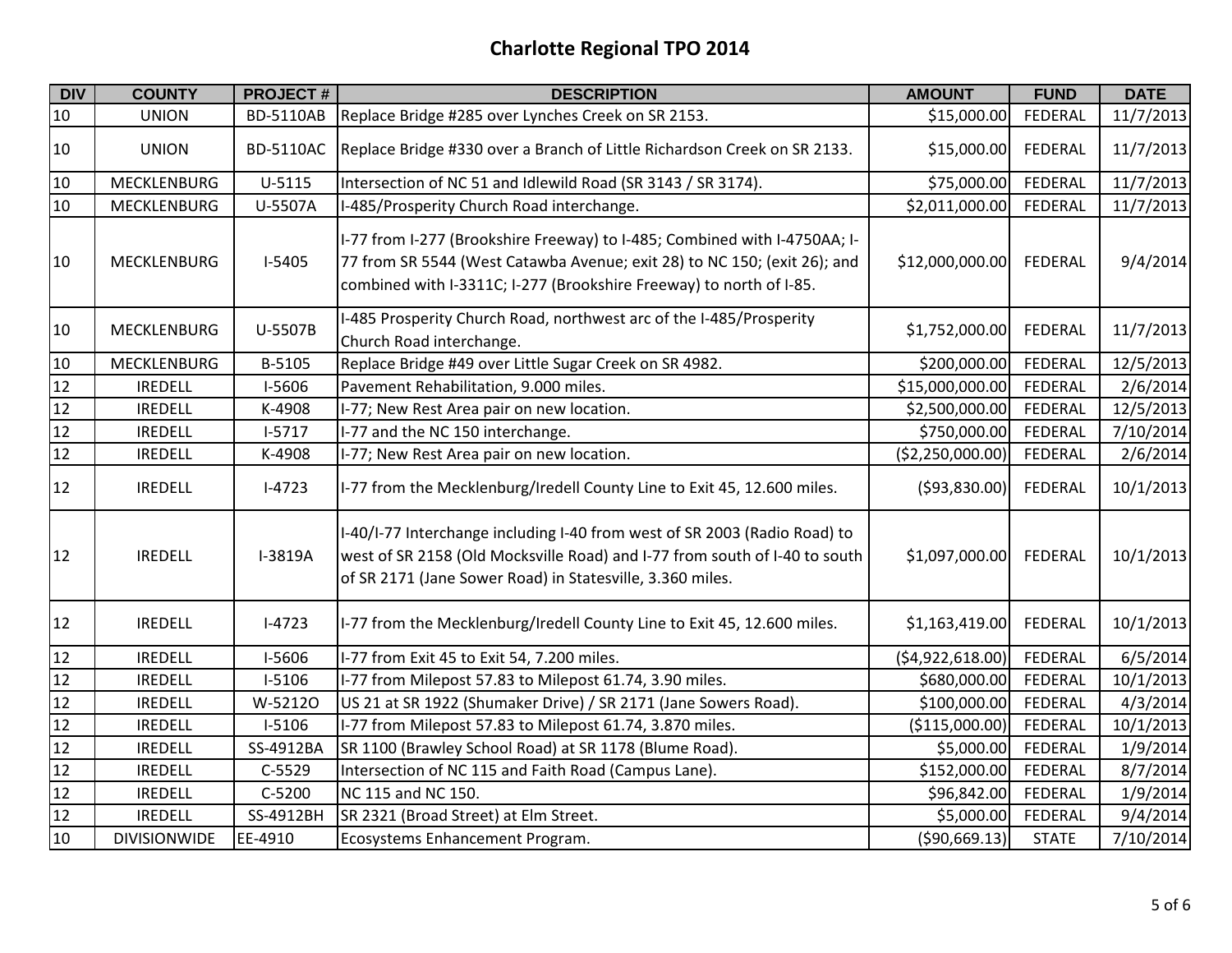# Charlotte Regional TPO 2014

| DIV | COUNTY | PROJECT # | DESCRIPTION | AMOUNT | FUND | DATE |
|---|---|---|---|---|---|---|
| 10 | UNION | BD-5110AB | Replace Bridge #285 over Lynches Creek on SR 2153. | $15,000.00 | FEDERAL | 11/7/2013 |
| 10 | UNION | BD-5110AC | Replace Bridge #330 over a Branch of Little Richardson Creek on SR 2133. | $15,000.00 | FEDERAL | 11/7/2013 |
| 10 | MECKLENBURG | U-5115 | Intersection of NC 51 and Idlewild Road (SR 3143 / SR 3174). | $75,000.00 | FEDERAL | 11/7/2013 |
| 10 | MECKLENBURG | U-5507A | I-485/Prosperity Church Road interchange. | $2,011,000.00 | FEDERAL | 11/7/2013 |
| 10 | MECKLENBURG | I-5405 | I-77 from I-277 (Brookshire Freeway) to I-485; Combined with I-4750AA; I-77 from SR 5544 (West Catawba Avenue; exit 28) to NC 150; (exit 26); and combined with I-3311C; I-277 (Brookshire Freeway) to north of I-85. | $12,000,000.00 | FEDERAL | 9/4/2014 |
| 10 | MECKLENBURG | U-5507B | I-485 Prosperity Church Road, northwest arc of the I-485/Prosperity Church Road interchange. | $1,752,000.00 | FEDERAL | 11/7/2013 |
| 10 | MECKLENBURG | B-5105 | Replace Bridge #49 over Little Sugar Creek on SR 4982. | $200,000.00 | FEDERAL | 12/5/2013 |
| 12 | IREDELL | I-5606 | Pavement Rehabilitation, 9.000 miles. | $15,000,000.00 | FEDERAL | 2/6/2014 |
| 12 | IREDELL | K-4908 | I-77; New Rest Area pair on new location. | $2,500,000.00 | FEDERAL | 12/5/2013 |
| 12 | IREDELL | I-5717 | I-77 and the NC 150 interchange. | $750,000.00 | FEDERAL | 7/10/2014 |
| 12 | IREDELL | K-4908 | I-77; New Rest Area pair on new location. | ($2,250,000.00) | FEDERAL | 2/6/2014 |
| 12 | IREDELL | I-4723 | I-77 from the Mecklenburg/Iredell County Line to Exit 45, 12.600 miles. | ($93,830.00) | FEDERAL | 10/1/2013 |
| 12 | IREDELL | I-3819A | I-40/I-77 Interchange including I-40 from west of SR 2003 (Radio Road) to west of SR 2158 (Old Mocksville Road) and I-77 from south of I-40 to south of SR 2171 (Jane Sower Road) in Statesville, 3.360 miles. | $1,097,000.00 | FEDERAL | 10/1/2013 |
| 12 | IREDELL | I-4723 | I-77 from the Mecklenburg/Iredell County Line to Exit 45, 12.600 miles. | $1,163,419.00 | FEDERAL | 10/1/2013 |
| 12 | IREDELL | I-5606 | I-77 from Exit 45 to Exit 54, 7.200 miles. | ($4,922,618.00) | FEDERAL | 6/5/2014 |
| 12 | IREDELL | I-5106 | I-77 from Milepost 57.83 to Milepost 61.74, 3.90 miles. | $680,000.00 | FEDERAL | 10/1/2013 |
| 12 | IREDELL | W-5212O | US 21 at SR 1922 (Shumaker Drive) / SR 2171 (Jane Sowers Road). | $100,000.00 | FEDERAL | 4/3/2014 |
| 12 | IREDELL | I-5106 | I-77 from Milepost 57.83 to Milepost 61.74, 3.870 miles. | ($115,000.00) | FEDERAL | 10/1/2013 |
| 12 | IREDELL | SS-4912BA | SR 1100 (Brawley School Road) at SR 1178 (Blume Road). | $5,000.00 | FEDERAL | 1/9/2014 |
| 12 | IREDELL | C-5529 | Intersection of NC 115 and Faith Road (Campus Lane). | $152,000.00 | FEDERAL | 8/7/2014 |
| 12 | IREDELL | C-5200 | NC 115 and NC 150. | $96,842.00 | FEDERAL | 1/9/2014 |
| 12 | IREDELL | SS-4912BH | SR 2321 (Broad Street) at Elm Street. | $5,000.00 | FEDERAL | 9/4/2014 |
| 10 | DIVISIONWIDE | EE-4910 | Ecosystems Enhancement Program. | ($90,669.13) | STATE | 7/10/2014 |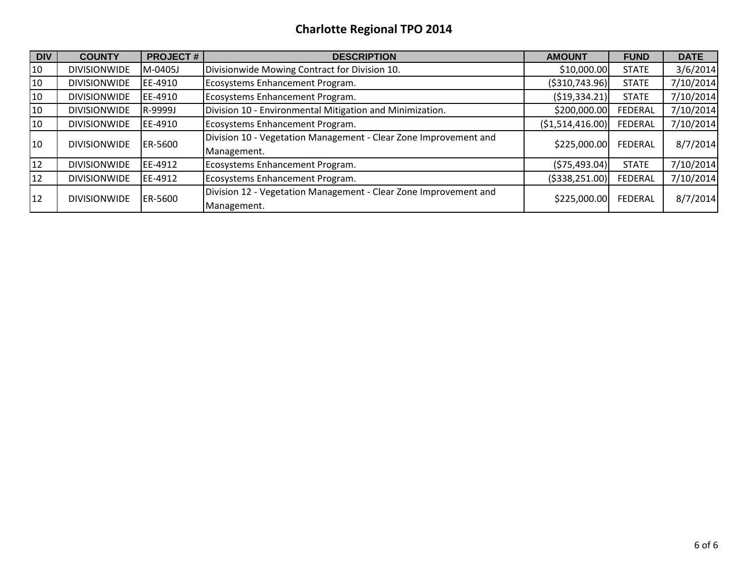# Charlotte Regional TPO 2014

| DIV | COUNTY | PROJECT # | DESCRIPTION | AMOUNT | FUND | DATE |
|---|---|---|---|---|---|---|
| 10 | DIVISIONWIDE | M-0405J | Divisionwide Mowing Contract for Division 10. | $10,000.00 | STATE | 3/6/2014 |
| 10 | DIVISIONWIDE | EE-4910 | Ecosystems Enhancement Program. | ($310,743.96) | STATE | 7/10/2014 |
| 10 | DIVISIONWIDE | EE-4910 | Ecosystems Enhancement Program. | ($19,334.21) | STATE | 7/10/2014 |
| 10 | DIVISIONWIDE | R-9999J | Division 10 - Environmental Mitigation and Minimization. | $200,000.00 | FEDERAL | 7/10/2014 |
| 10 | DIVISIONWIDE | EE-4910 | Ecosystems Enhancement Program. | ($1,514,416.00) | FEDERAL | 7/10/2014 |
| 10 | DIVISIONWIDE | ER-5600 | Division 10 - Vegetation Management - Clear Zone Improvement and Management. | $225,000.00 | FEDERAL | 8/7/2014 |
| 12 | DIVISIONWIDE | EE-4912 | Ecosystems Enhancement Program. | ($75,493.04) | STATE | 7/10/2014 |
| 12 | DIVISIONWIDE | EE-4912 | Ecosystems Enhancement Program. | ($338,251.00) | FEDERAL | 7/10/2014 |
| 12 | DIVISIONWIDE | ER-5600 | Division 12 - Vegetation Management - Clear Zone Improvement and Management. | $225,000.00 | FEDERAL | 8/7/2014 |